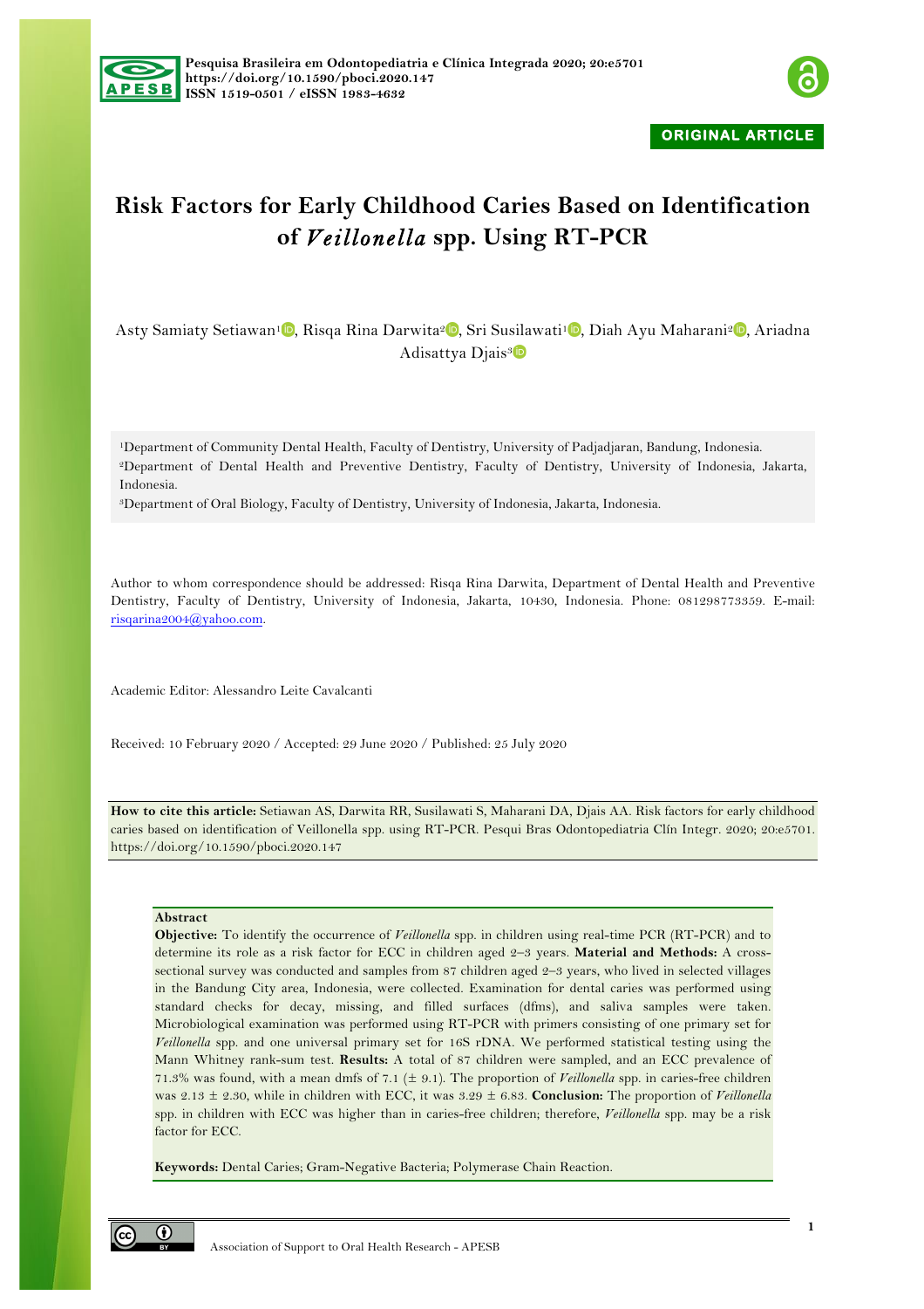ORIGINAL ARTICLE

# Risk Factors for Early Childhood Caries Based on Identification of *Veillonella* spp. Using RT-PCR

Asty Samiaty Setiawan[1], Risqa Rina Darwita[2], Sri Susilawati[1], Diah Ayu Maharani[2], Ariadna Adisattya Djais[3]

[1]Department of Community Dental Health, Faculty of Dentistry, University of Padjadjaran, Bandung, Indonesia.
[2]Department of Dental Health and Preventive Dentistry, Faculty of Dentistry, University of Indonesia, Jakarta, Indonesia.
[3]Department of Oral Biology, Faculty of Dentistry, University of Indonesia, Jakarta, Indonesia.

Author to whom correspondence should be addressed: Risqa Rina Darwita, Department of Dental Health and Preventive Dentistry, Faculty of Dentistry, University of Indonesia, Jakarta, 10430, Indonesia. Phone: 081298773359. E-mail: risqarina2004@yahoo.com.

Academic Editor: Alessandro Leite Cavalcanti

Received: 10 February 2020 / Accepted: 29 June 2020 / Published: 25 July 2020

**How to cite this article:** Setiawan AS, Darwita RR, Susilawati S, Maharani DA, Djais AA. Risk factors for early childhood caries based on identification of Veillonella spp. using RT-PCR. Pesqui Bras Odontopediatria Clín Integr. 2020; 20:e5701. https://doi.org/10.1590/pboci.2020.147

**Abstract**

**Objective:** To identify the occurrence of *Veillonella* spp. in children using real-time PCR (RT-PCR) and to determine its role as a risk factor for ECC in children aged 2–3 years. **Material and Methods:** A cross-sectional survey was conducted and samples from 87 children aged 2–3 years, who lived in selected villages in the Bandung City area, Indonesia, were collected. Examination for dental caries was performed using standard checks for decay, missing, and filled surfaces (dfms), and saliva samples were taken. Microbiological examination was performed using RT-PCR with primers consisting of one primary set for *Veillonella* spp. and one universal primary set for 16S rDNA. We performed statistical testing using the Mann Whitney rank-sum test. **Results:** A total of 87 children were sampled, and an ECC prevalence of 71.3% was found, with a mean dmfs of 7.1 (± 9.1). The proportion of *Veillonella* spp. in caries-free children was 2.13 ± 2.30, while in children with ECC, it was 3.29 ± 6.83. **Conclusion:** The proportion of *Veillonella* spp. in children with ECC was higher than in caries-free children; therefore, *Veillonella* spp. may be a risk factor for ECC.

**Keywords:** Dental Caries; Gram-Negative Bacteria; Polymerase Chain Reaction.

Association of Support to Oral Health Research - APESB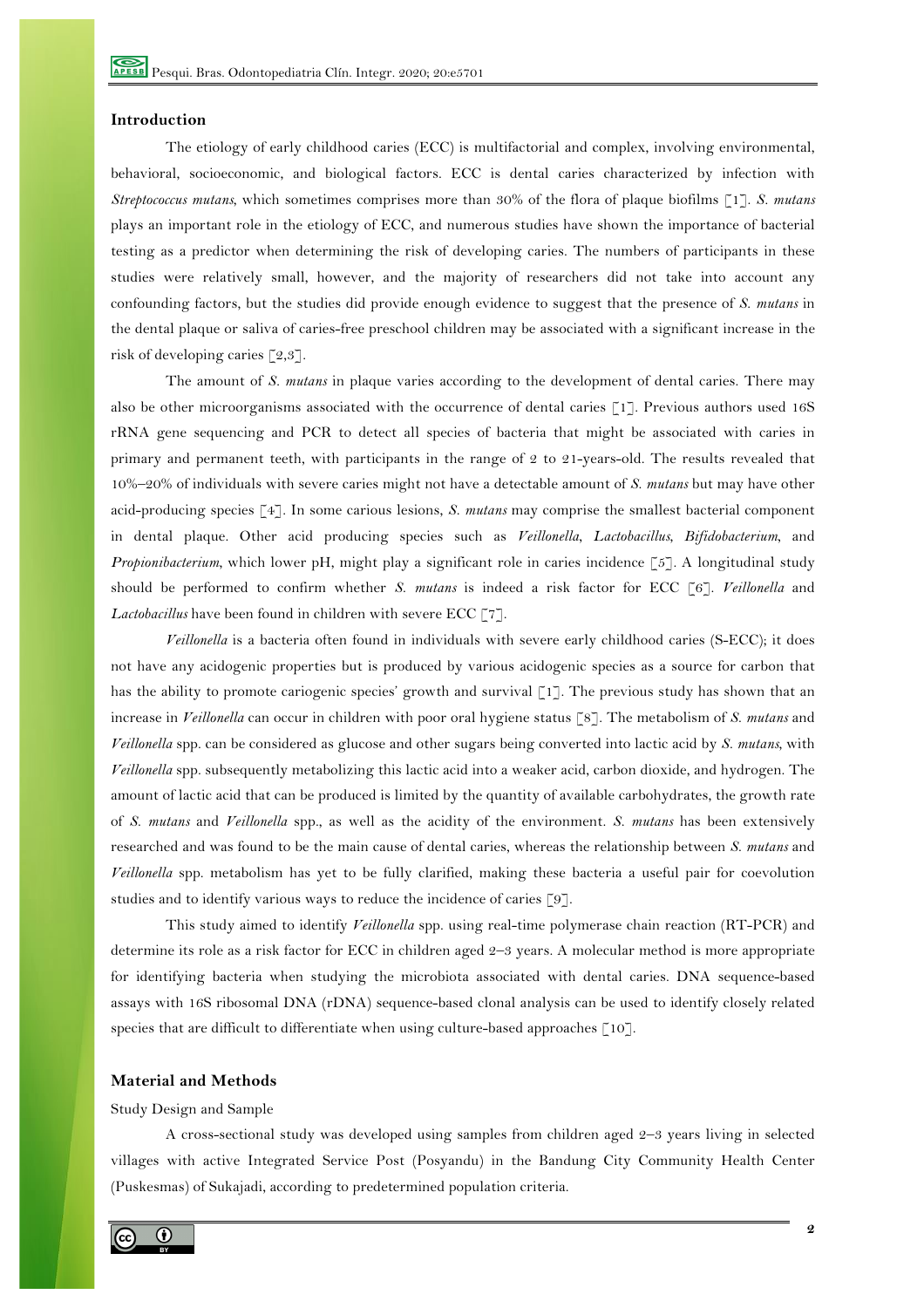## Introduction

The etiology of early childhood caries (ECC) is multifactorial and complex, involving environmental, behavioral, socioeconomic, and biological factors. ECC is dental caries characterized by infection with *Streptococcus mutans*, which sometimes comprises more than 30% of the flora of plaque biofilms [1]. *S. mutans* plays an important role in the etiology of ECC, and numerous studies have shown the importance of bacterial testing as a predictor when determining the risk of developing caries. The numbers of participants in these studies were relatively small, however, and the majority of researchers did not take into account any confounding factors, but the studies did provide enough evidence to suggest that the presence of *S. mutans* in the dental plaque or saliva of caries-free preschool children may be associated with a significant increase in the risk of developing caries [2,3].

The amount of *S. mutans* in plaque varies according to the development of dental caries. There may also be other microorganisms associated with the occurrence of dental caries [1]. Previous authors used 16S rRNA gene sequencing and PCR to detect all species of bacteria that might be associated with caries in primary and permanent teeth, with participants in the range of 2 to 21-years-old. The results revealed that 10%–20% of individuals with severe caries might not have a detectable amount of *S. mutans* but may have other acid-producing species [4]. In some carious lesions, *S. mutans* may comprise the smallest bacterial component in dental plaque. Other acid producing species such as *Veillonella*, *Lactobacillus*, *Bifidobacterium*, and *Propionibacterium*, which lower pH, might play a significant role in caries incidence [5]. A longitudinal study should be performed to confirm whether *S. mutans* is indeed a risk factor for ECC [6]. *Veillonella* and *Lactobacillus* have been found in children with severe ECC [7].

*Veillonella* is a bacteria often found in individuals with severe early childhood caries (S-ECC); it does not have any acidogenic properties but is produced by various acidogenic species as a source for carbon that has the ability to promote cariogenic species' growth and survival [1]. The previous study has shown that an increase in *Veillonella* can occur in children with poor oral hygiene status [8]. The metabolism of *S. mutans* and *Veillonella* spp. can be considered as glucose and other sugars being converted into lactic acid by *S. mutans*, with *Veillonella* spp. subsequently metabolizing this lactic acid into a weaker acid, carbon dioxide, and hydrogen. The amount of lactic acid that can be produced is limited by the quantity of available carbohydrates, the growth rate of *S. mutans* and *Veillonella* spp., as well as the acidity of the environment. *S. mutans* has been extensively researched and was found to be the main cause of dental caries, whereas the relationship between *S. mutans* and *Veillonella* spp. metabolism has yet to be fully clarified, making these bacteria a useful pair for coevolution studies and to identify various ways to reduce the incidence of caries [9].

This study aimed to identify *Veillonella* spp. using real-time polymerase chain reaction (RT-PCR) and determine its role as a risk factor for ECC in children aged 2–3 years. A molecular method is more appropriate for identifying bacteria when studying the microbiota associated with dental caries. DNA sequence-based assays with 16S ribosomal DNA (rDNA) sequence-based clonal analysis can be used to identify closely related species that are difficult to differentiate when using culture-based approaches [10].

## Material and Methods

### Study Design and Sample

A cross-sectional study was developed using samples from children aged 2–3 years living in selected villages with active Integrated Service Post (Posyandu) in the Bandung City Community Health Center (Puskesmas) of Sukajadi, according to predetermined population criteria.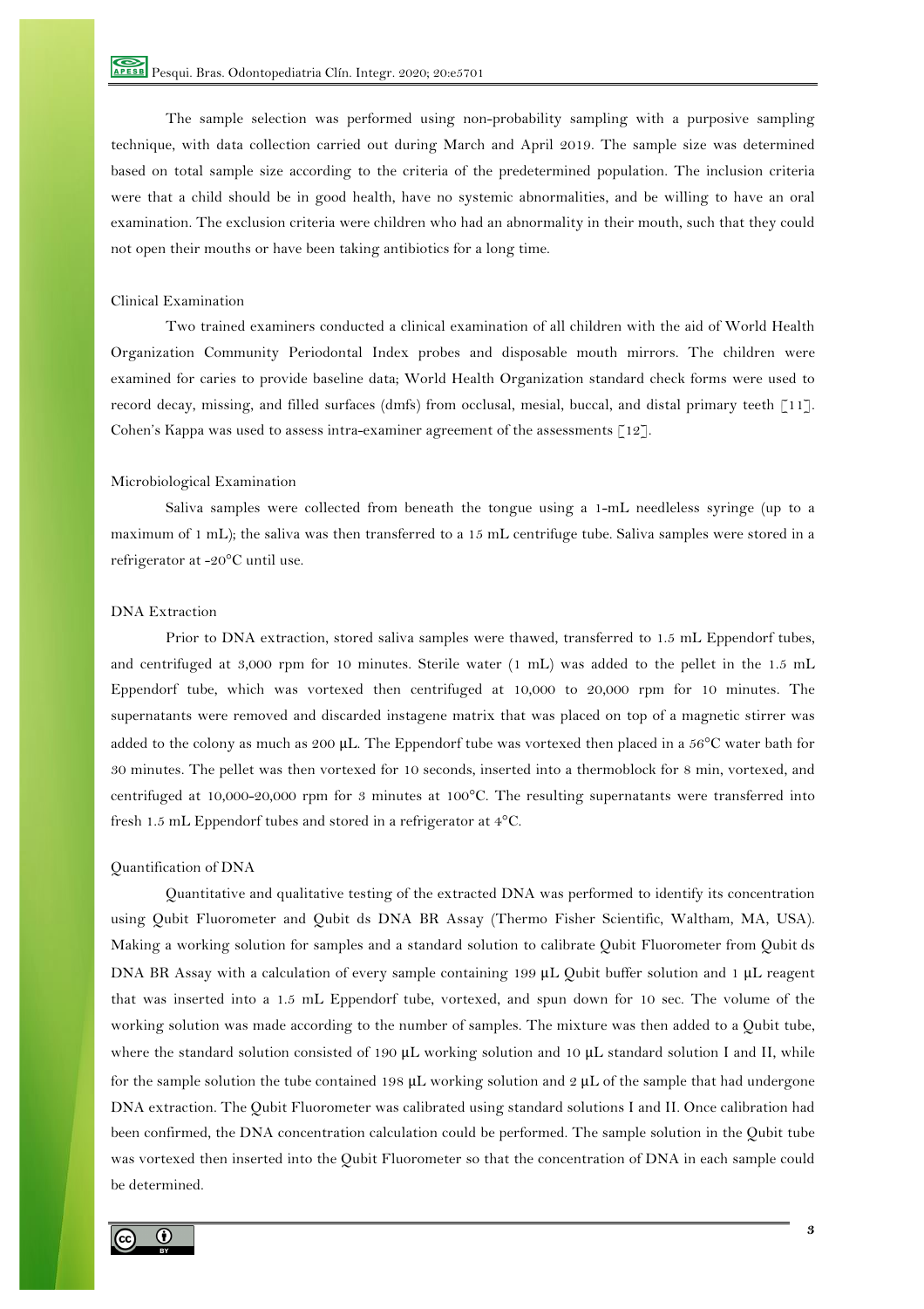The sample selection was performed using non-probability sampling with a purposive sampling technique, with data collection carried out during March and April 2019. The sample size was determined based on total sample size according to the criteria of the predetermined population. The inclusion criteria were that a child should be in good health, have no systemic abnormalities, and be willing to have an oral examination. The exclusion criteria were children who had an abnormality in their mouth, such that they could not open their mouths or have been taking antibiotics for a long time.

## Clinical Examination

Two trained examiners conducted a clinical examination of all children with the aid of World Health Organization Community Periodontal Index probes and disposable mouth mirrors. The children were examined for caries to provide baseline data; World Health Organization standard check forms were used to record decay, missing, and filled surfaces (dmfs) from occlusal, mesial, buccal, and distal primary teeth [11]. Cohen's Kappa was used to assess intra-examiner agreement of the assessments [12].

## Microbiological Examination

Saliva samples were collected from beneath the tongue using a 1-mL needleless syringe (up to a maximum of 1 mL); the saliva was then transferred to a 15 mL centrifuge tube. Saliva samples were stored in a refrigerator at -20°C until use.

## DNA Extraction

Prior to DNA extraction, stored saliva samples were thawed, transferred to 1.5 mL Eppendorf tubes, and centrifuged at 3,000 rpm for 10 minutes. Sterile water (1 mL) was added to the pellet in the 1.5 mL Eppendorf tube, which was vortexed then centrifuged at 10,000 to 20,000 rpm for 10 minutes. The supernatants were removed and discarded instagene matrix that was placed on top of a magnetic stirrer was added to the colony as much as 200 µL. The Eppendorf tube was vortexed then placed in a 56°C water bath for 30 minutes. The pellet was then vortexed for 10 seconds, inserted into a thermoblock for 8 min, vortexed, and centrifuged at 10,000-20,000 rpm for 3 minutes at 100°C. The resulting supernatants were transferred into fresh 1.5 mL Eppendorf tubes and stored in a refrigerator at 4°C.

## Quantification of DNA

Quantitative and qualitative testing of the extracted DNA was performed to identify its concentration using Qubit Fluorometer and Qubit ds DNA BR Assay (Thermo Fisher Scientific, Waltham, MA, USA). Making a working solution for samples and a standard solution to calibrate Qubit Fluorometer from Qubit ds DNA BR Assay with a calculation of every sample containing 199 µL Qubit buffer solution and 1 µL reagent that was inserted into a 1.5 mL Eppendorf tube, vortexed, and spun down for 10 sec. The volume of the working solution was made according to the number of samples. The mixture was then added to a Qubit tube, where the standard solution consisted of 190 µL working solution and 10 µL standard solution I and II, while for the sample solution the tube contained 198 µL working solution and 2 µL of the sample that had undergone DNA extraction. The Qubit Fluorometer was calibrated using standard solutions I and II. Once calibration had been confirmed, the DNA concentration calculation could be performed. The sample solution in the Qubit tube was vortexed then inserted into the Qubit Fluorometer so that the concentration of DNA in each sample could be determined.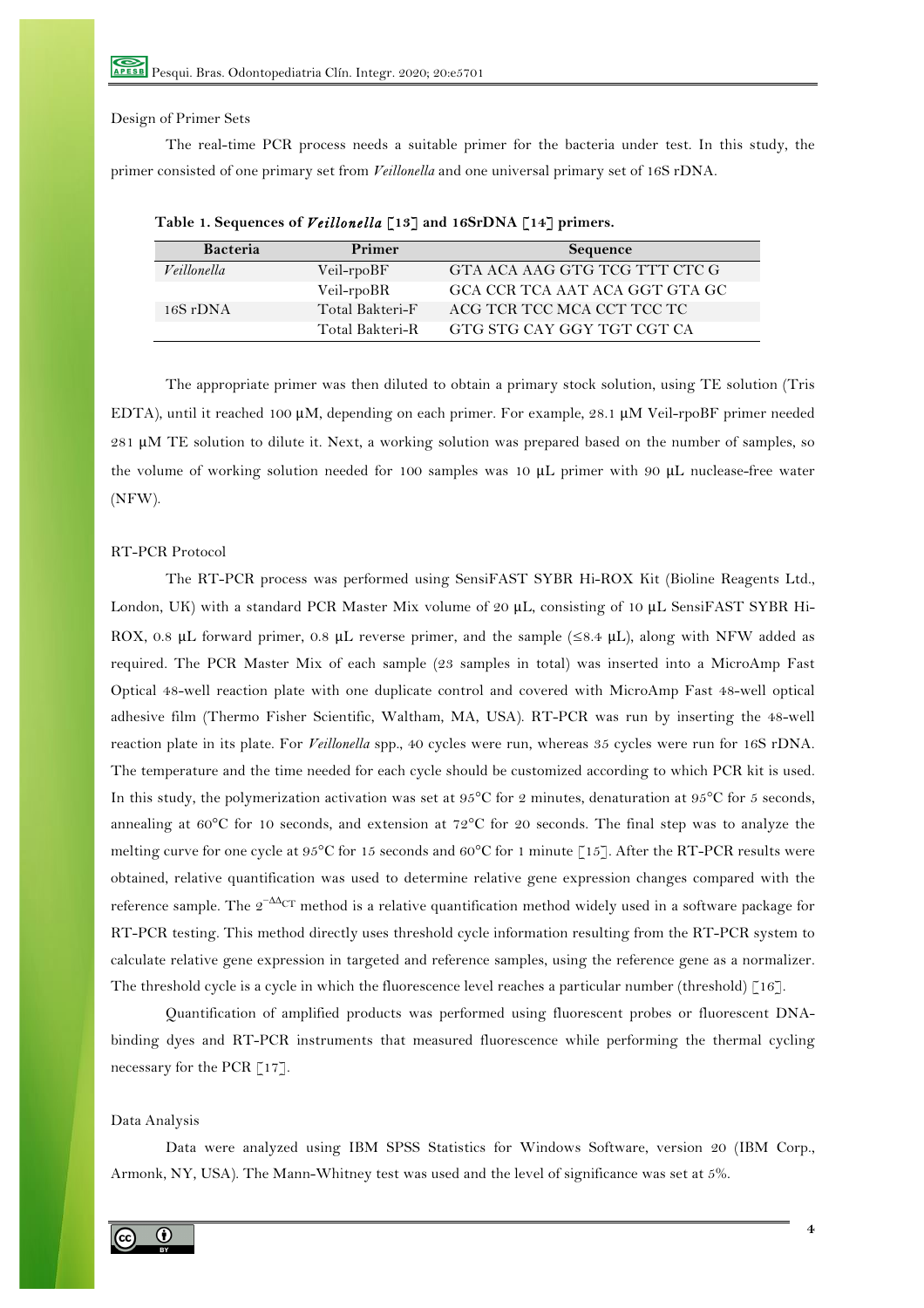Design of Primer Sets

The real-time PCR process needs a suitable primer for the bacteria under test. In this study, the primer consisted of one primary set from *Veillonella* and one universal primary set of 16S rDNA.

**Table 1. Sequences of *Veillonella* [13] and 16SrDNA [14] primers.**

| Bacteria | Primer | Sequence |
|---|---|---|
| *Veillonella* | Veil-rpoBF | GTA ACA AAG GTG TCG TTT CTC G |
| | Veil-rpoBR | GCA CCR TCA AAT ACA GGT GTA GC |
| 16S rDNA | Total Bakteri-F | ACG TCR TCC MCA CCT TCC TC |
| | Total Bakteri-R | GTG STG CAY GGY TGT CGT CA |

The appropriate primer was then diluted to obtain a primary stock solution, using TE solution (Tris EDTA), until it reached 100 μM, depending on each primer. For example, 28.1 μM Veil-rpoBF primer needed 281 μM TE solution to dilute it. Next, a working solution was prepared based on the number of samples, so the volume of working solution needed for 100 samples was 10 μL primer with 90 μL nuclease-free water (NFW).

RT-PCR Protocol

The RT-PCR process was performed using SensiFAST SYBR Hi-ROX Kit (Bioline Reagents Ltd., London, UK) with a standard PCR Master Mix volume of 20 μL, consisting of 10 μL SensiFAST SYBR Hi-ROX, 0.8 μL forward primer, 0.8 μL reverse primer, and the sample (≤8.4 μL), along with NFW added as required. The PCR Master Mix of each sample (23 samples in total) was inserted into a MicroAmp Fast Optical 48-well reaction plate with one duplicate control and covered with MicroAmp Fast 48-well optical adhesive film (Thermo Fisher Scientific, Waltham, MA, USA). RT-PCR was run by inserting the 48-well reaction plate in its plate. For *Veillonella* spp., 40 cycles were run, whereas 35 cycles were run for 16S rDNA. The temperature and the time needed for each cycle should be customized according to which PCR kit is used. In this study, the polymerization activation was set at 95°C for 2 minutes, denaturation at 95°C for 5 seconds, annealing at 60°C for 10 seconds, and extension at 72°C for 20 seconds. The final step was to analyze the melting curve for one cycle at 95°C for 15 seconds and 60°C for 1 minute [15]. After the RT-PCR results were obtained, relative quantification was used to determine relative gene expression changes compared with the reference sample. The $2^{-\Delta\Delta CT}$ method is a relative quantification method widely used in a software package for RT-PCR testing. This method directly uses threshold cycle information resulting from the RT-PCR system to calculate relative gene expression in targeted and reference samples, using the reference gene as a normalizer. The threshold cycle is a cycle in which the fluorescence level reaches a particular number (threshold) [16].

Quantification of amplified products was performed using fluorescent probes or fluorescent DNA-binding dyes and RT-PCR instruments that measured fluorescence while performing the thermal cycling necessary for the PCR [17].

Data Analysis

Data were analyzed using IBM SPSS Statistics for Windows Software, version 20 (IBM Corp., Armonk, NY, USA). The Mann-Whitney test was used and the level of significance was set at 5%.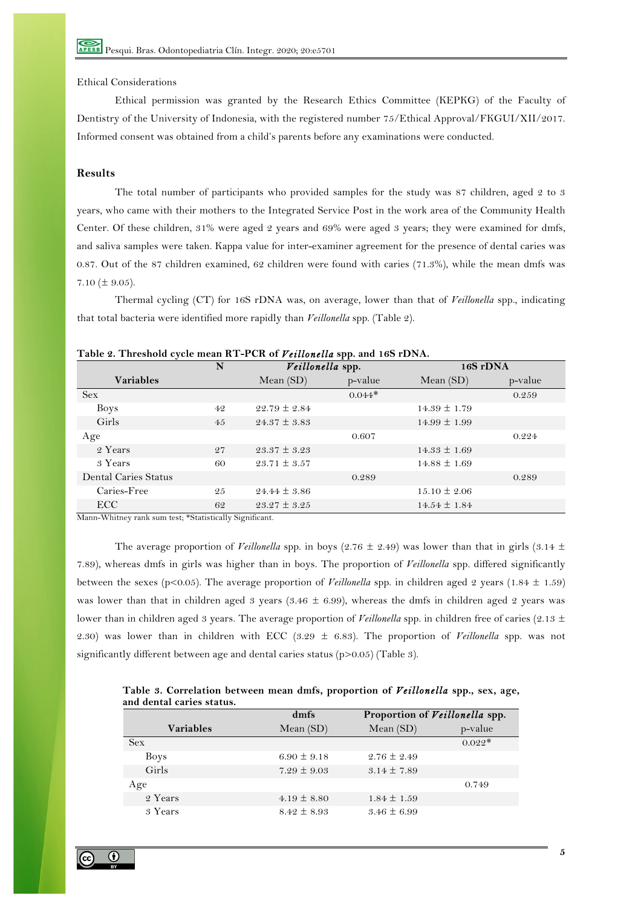Ethical Considerations

Ethical permission was granted by the Research Ethics Committee (KEPKG) of the Faculty of Dentistry of the University of Indonesia, with the registered number 75/Ethical Approval/FKGUI/XII/2017. Informed consent was obtained from a child's parents before any examinations were conducted.

## Results

The total number of participants who provided samples for the study was 87 children, aged 2 to 3 years, who came with their mothers to the Integrated Service Post in the work area of the Community Health Center. Of these children, 31% were aged 2 years and 69% were aged 3 years; they were examined for dmfs, and saliva samples were taken. Kappa value for inter-examiner agreement for the presence of dental caries was 0.87. Out of the 87 children examined, 62 children were found with caries (71.3%), while the mean dmfs was 7.10 (± 9.05).

Thermal cycling (CT) for 16S rDNA was, on average, lower than that of *Veillonella* spp., indicating that total bacteria were identified more rapidly than *Veillonella* spp. (Table 2).

**Table 2. Threshold cycle mean RT-PCR of *Veillonella* spp. and 16S rDNA.**

| | N | *Veillonella* spp. | | 16S rDNA | |
|---|---|---|---|---|---|
| **Variables** | | Mean (SD) | p-value | Mean (SD) | p-value |
| Sex | | | 0.044* | | 0.259 |
| Boys | 42 | 22.79 ± 2.84 | | 14.39 ± 1.79 | |
| Girls | 45 | 24.37 ± 3.83 | | 14.99 ± 1.99 | |
| Age | | | 0.607 | | 0.224 |
| 2 Years | 27 | 23.37 ± 3.23 | | 14.33 ± 1.69 | |
| 3 Years | 60 | 23.71 ± 3.57 | | 14.88 ± 1.69 | |
| Dental Caries Status | | | 0.289 | | 0.289 |
| Caries-Free | 25 | 24.44 ± 3.86 | | 15.10 ± 2.06 | |
| ECC | 62 | 23.27 ± 3.25 | | 14.54 ± 1.84 | |

Mann-Whitney rank sum test; *Statistically Significant.

The average proportion of *Veillonella* spp. in boys (2.76 ± 2.49) was lower than that in girls (3.14 ± 7.89), whereas dmfs in girls was higher than in boys. The proportion of *Veillonella* spp. differed significantly between the sexes ($p<0.05$). The average proportion of *Veillonella* spp. in children aged 2 years (1.84 ± 1.59) was lower than that in children aged 3 years (3.46 ± 6.99), whereas the dmfs in children aged 2 years was lower than in children aged 3 years. The average proportion of *Veillonella* spp. in children free of caries (2.13 ± 2.30) was lower than in children with ECC (3.29 ± 6.83). The proportion of *Veillonella* spp. was not significantly different between age and dental caries status ($p>0.05$) (Table 3).

**Table 3. Correlation between mean dmfs, proportion of *Veillonella* spp., sex, age, and dental caries status.**

| | dmfs | Proportion of *Veillonella* spp. | |
|---|---|---|---|
| **Variables** | Mean (SD) | Mean (SD) | p-value |
| Sex | | | 0.022* |
| Boys | 6.90 ± 9.18 | 2.76 ± 2.49 | |
| Girls | 7.29 ± 9.03 | 3.14 ± 7.89 | |
| Age | | | 0.749 |
| 2 Years | 4.19 ± 8.80 | 1.84 ± 1.59 | |
| 3 Years | 8.42 ± 8.93 | 3.46 ± 6.99 | |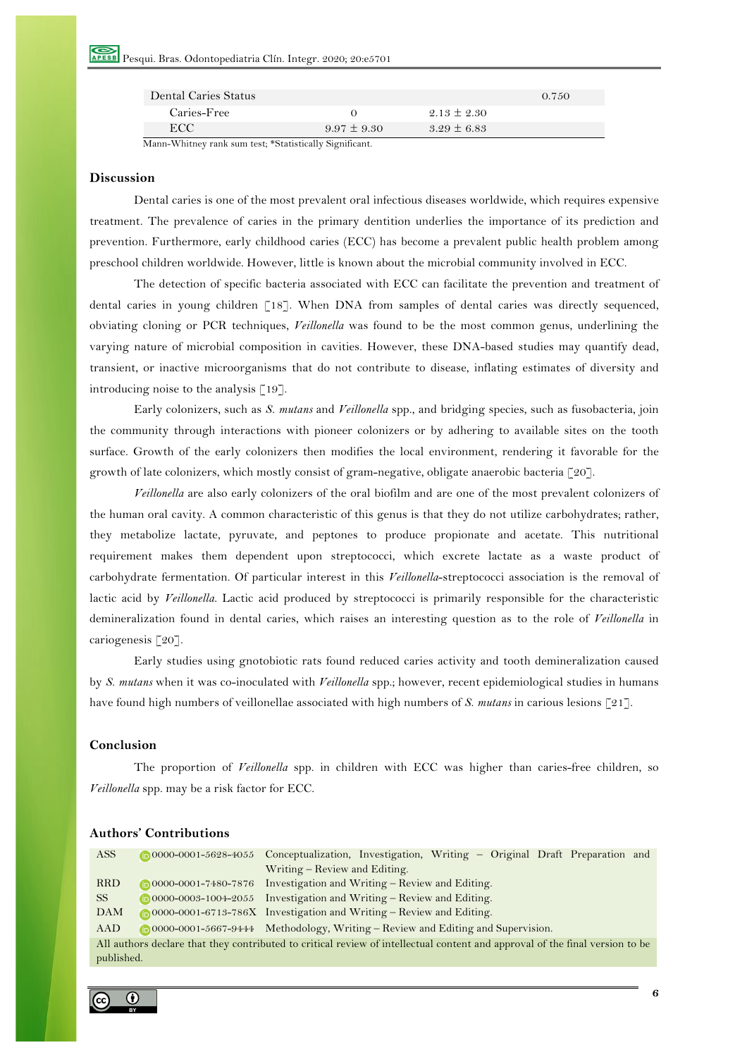| | | | |
|---|---|---|---|
| Dental Caries Status | | | 0.750 |
| Caries-Free | 0 | 2.13 ± 2.30 | |
| ECC | 9.97 ± 9.30 | 3.29 ± 6.83 | |

Mann-Whitney rank sum test; *Statistically Significant.

## Discussion

Dental caries is one of the most prevalent oral infectious diseases worldwide, which requires expensive treatment. The prevalence of caries in the primary dentition underlies the importance of its prediction and prevention. Furthermore, early childhood caries (ECC) has become a prevalent public health problem among preschool children worldwide. However, little is known about the microbial community involved in ECC.

The detection of specific bacteria associated with ECC can facilitate the prevention and treatment of dental caries in young children [18]. When DNA from samples of dental caries was directly sequenced, obviating cloning or PCR techniques, *Veillonella* was found to be the most common genus, underlining the varying nature of microbial composition in cavities. However, these DNA-based studies may quantify dead, transient, or inactive microorganisms that do not contribute to disease, inflating estimates of diversity and introducing noise to the analysis [19].

Early colonizers, such as *S. mutans* and *Veillonella* spp., and bridging species, such as fusobacteria, join the community through interactions with pioneer colonizers or by adhering to available sites on the tooth surface. Growth of the early colonizers then modifies the local environment, rendering it favorable for the growth of late colonizers, which mostly consist of gram-negative, obligate anaerobic bacteria [20].

*Veillonella* are also early colonizers of the oral biofilm and are one of the most prevalent colonizers of the human oral cavity. A common characteristic of this genus is that they do not utilize carbohydrates; rather, they metabolize lactate, pyruvate, and peptones to produce propionate and acetate. This nutritional requirement makes them dependent upon streptococci, which excrete lactate as a waste product of carbohydrate fermentation. Of particular interest in this *Veillonella*-streptococci association is the removal of lactic acid by *Veillonella*. Lactic acid produced by streptococci is primarily responsible for the characteristic demineralization found in dental caries, which raises an interesting question as to the role of *Veillonella* in cariogenesis [20].

Early studies using gnotobiotic rats found reduced caries activity and tooth demineralization caused by *S. mutans* when it was co-inoculated with *Veillonella* spp.; however, recent epidemiological studies in humans have found high numbers of veillonellae associated with high numbers of *S. mutans* in carious lesions [21].

## Conclusion

The proportion of *Veillonella* spp. in children with ECC was higher than caries-free children, so *Veillonella* spp. may be a risk factor for ECC.

## Authors' Contributions

| | | |
|---|---|---|
| ASS | 0000-0001-5628-4055 | Conceptualization, Investigation, Writing – Original Draft Preparation and Writing – Review and Editing. |
| RRD | 0000-0001-7480-7876 | Investigation and Writing – Review and Editing. |
| SS | 0000-0003-1004-2055 | Investigation and Writing – Review and Editing. |
| DAM | 0000-0001-6713-786X | Investigation and Writing – Review and Editing. |
| AAD | 0000-0001-5667-9444 | Methodology, Writing – Review and Editing and Supervision. |

All authors declare that they contributed to critical review of intellectual content and approval of the final version to be published.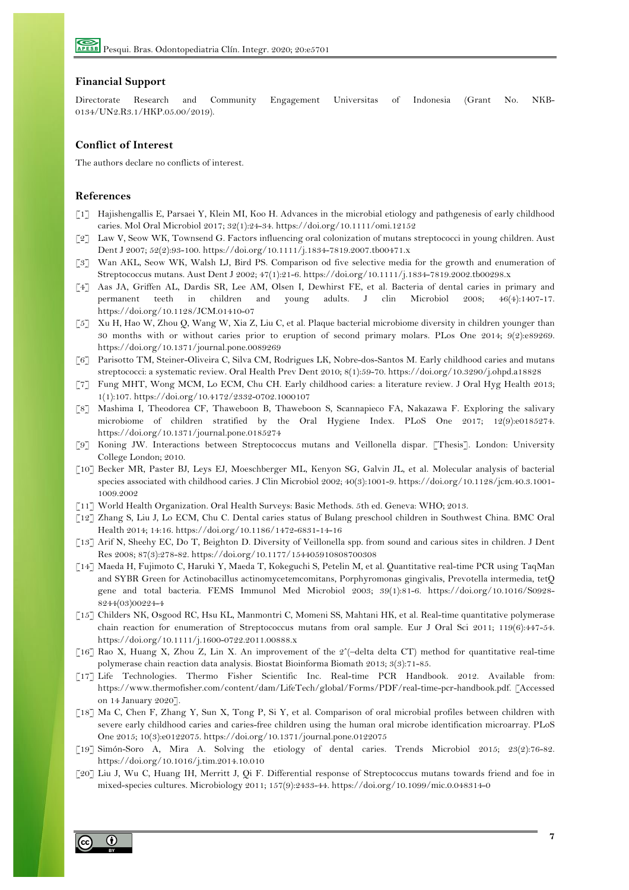## Financial Support

Directorate Research and Community Engagement Universitas of Indonesia (Grant No. NKB-0134/UN2.R3.1/HKP.05.00/2019).

## Conflict of Interest

The authors declare no conflicts of interest.

## References

[1] Hajishengallis E, Parsaei Y, Klein MI, Koo H. Advances in the microbial etiology and pathgenesis of early childhood caries. Mol Oral Microbiol 2017; 32(1):24-34. https://doi.org/10.1111/omi.12152

[2] Law V, Seow WK, Townsend G. Factors influencing oral colonization of mutans streptococci in young children. Aust Dent J 2007; 52(2):93-100. https://doi.org/10.1111/j.1834-7819.2007.tb00471.x

[3] Wan AKL, Seow WK, Walsh LJ, Bird PS. Comparison od five selective media for the growth and enumeration of Streptococcus mutans. Aust Dent J 2002; 47(1):21-6. https://doi.org/10.1111/j.1834-7819.2002.tb00298.x

[4] Aas JA, Griffen AL, Dardis SR, Lee AM, Olsen I, Dewhirst FE, et al. Bacteria of dental caries in primary and permanent teeth in children and young adults. J clin Microbiol 2008; 46(4):1407-17. https://doi.org/10.1128/JCM.01410-07

[5] Xu H, Hao W, Zhou Q, Wang W, Xia Z, Liu C, et al. Plaque bacterial microbiome diversity in children younger than 30 months with or without caries prior to eruption of second primary molars. PLos One 2014; 9(2):e89269. https://doi.org/10.1371/journal.pone.0089269

[6] Parisotto TM, Steiner-Oliveira C, Silva CM, Rodrigues LK, Nobre-dos-Santos M. Early childhood caries and mutans streptococci: a systematic review. Oral Health Prev Dent 2010; 8(1):59-70. https://doi.org/10.3290/j.ohpd.a18828

[7] Fung MHT, Wong MCM, Lo ECM, Chu CH. Early childhood caries: a literature review. J Oral Hyg Health 2013; 1(1):107. https://doi.org/10.4172/2332-0702.1000107

[8] Mashima I, Theodorea CF, Thaweboon B, Thaweboon S, Scannapieco FA, Nakazawa F. Exploring the salivary microbiome of children stratified by the Oral Hygiene Index. PLoS One 2017; 12(9):e0185274. https://doi.org/10.1371/journal.pone.0185274

[9] Koning JW. Interactions between Streptococcus mutans and Veillonella dispar. [Thesis]. London: University College London; 2010.

[10] Becker MR, Paster BJ, Leys EJ, Moeschberger ML, Kenyon SG, Galvin JL, et al. Molecular analysis of bacterial species associated with childhood caries. J Clin Microbiol 2002; 40(3):1001-9. https://doi.org/10.1128/jcm.40.3.1001-1009.2002

[11] World Health Organization. Oral Health Surveys: Basic Methods. 5th ed. Geneva: WHO; 2013.

[12] Zhang S, Liu J, Lo ECM, Chu C. Dental caries status of Bulang preschool children in Southwest China. BMC Oral Health 2014; 14:16. https://doi.org/10.1186/1472-6831-14-16

[13] Arif N, Sheehy EC, Do T, Beighton D. Diversity of Veillonella spp. from sound and carious sites in children. J Dent Res 2008; 87(3):278-82. https://doi.org/10.1177/154405910808700308

[14] Maeda H, Fujimoto C, Haruki Y, Maeda T, Kokeguchi S, Petelin M, et al. Quantitative real-time PCR using TaqMan and SYBR Green for Actinobacillus actinomycetemcomitans, Porphyromonas gingivalis, Prevotella intermedia, tetQ gene and total bacteria. FEMS Immunol Med Microbiol 2003; 39(1):81-6. https://doi.org/10.1016/S0928-8244(03)00224-4

[15] Childers NK, Osgood RC, Hsu KL, Manmontri C, Momeni SS, Mahtani HK, et al. Real-time quantitative polymerase chain reaction for enumeration of Streptococcus mutans from oral sample. Eur J Oral Sci 2011; 119(6):447-54. https://doi.org/10.1111/j.1600-0722.2011.00888.x

[16] Rao X, Huang X, Zhou Z, Lin X. An improvement of the 2ˆ(–delta delta CT) method for quantitative real-time polymerase chain reaction data analysis. Biostat Bioinforma Biomath 2013; 3(3):71-85.

[17] Life Technologies. Thermo Fisher Scientific Inc. Real-time PCR Handbook. 2012. Available from: https://www.thermofisher.com/content/dam/LifeTech/global/Forms/PDF/real-time-pcr-handbook.pdf. [Accessed on 14 January 2020].

[18] Ma C, Chen F, Zhang Y, Sun X, Tong P, Si Y, et al. Comparison of oral microbial profiles between children with severe early childhood caries and caries-free children using the human oral microbe identification microarray. PLoS One 2015; 10(3):e0122075. https://doi.org/10.1371/journal.pone.0122075

[19] Simón-Soro A, Mira A. Solving the etiology of dental caries. Trends Microbiol 2015; 23(2):76-82. https://doi.org/10.1016/j.tim.2014.10.010

[20] Liu J, Wu C, Huang IH, Merritt J, Qi F. Differential response of Streptococcus mutans towards friend and foe in mixed-species cultures. Microbiology 2011; 157(9):2433-44. https://doi.org/10.1099/mic.0.048314-0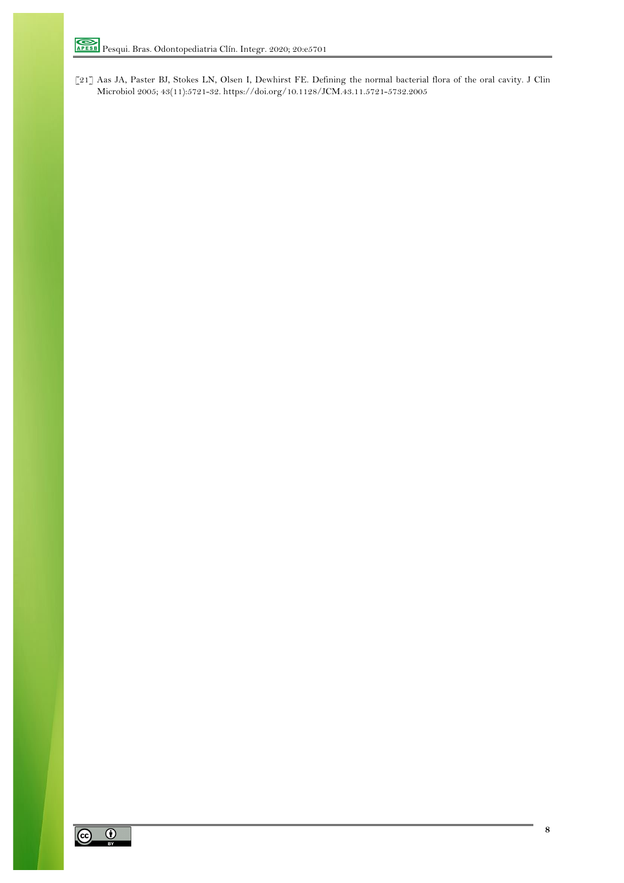[21] Aas JA, Paster BJ, Stokes LN, Olsen I, Dewhirst FE. Defining the normal bacterial flora of the oral cavity. J Clin Microbiol 2005; 43(11):5721-32. https://doi.org/10.1128/JCM.43.11.5721-5732.2005